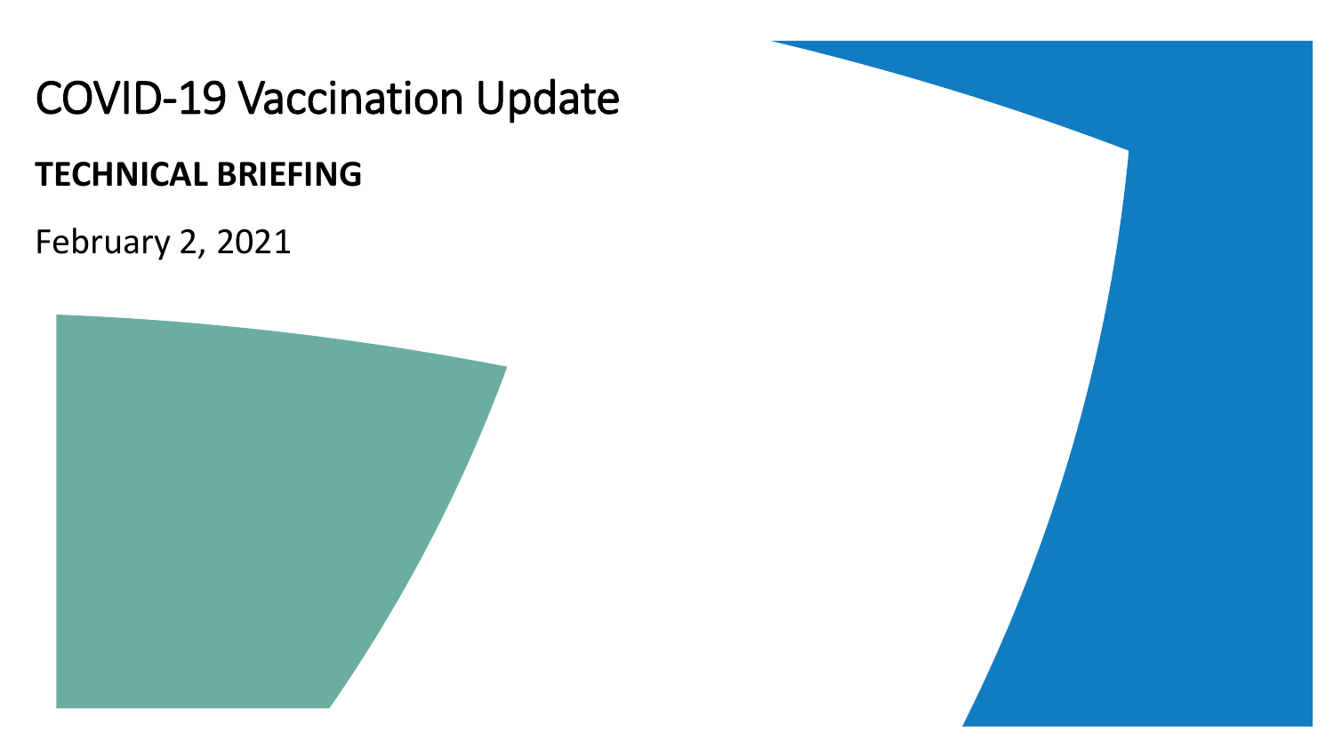# COVID-19 Vaccination Update

**TECHNICAL BRIEFING**

February 2, 2021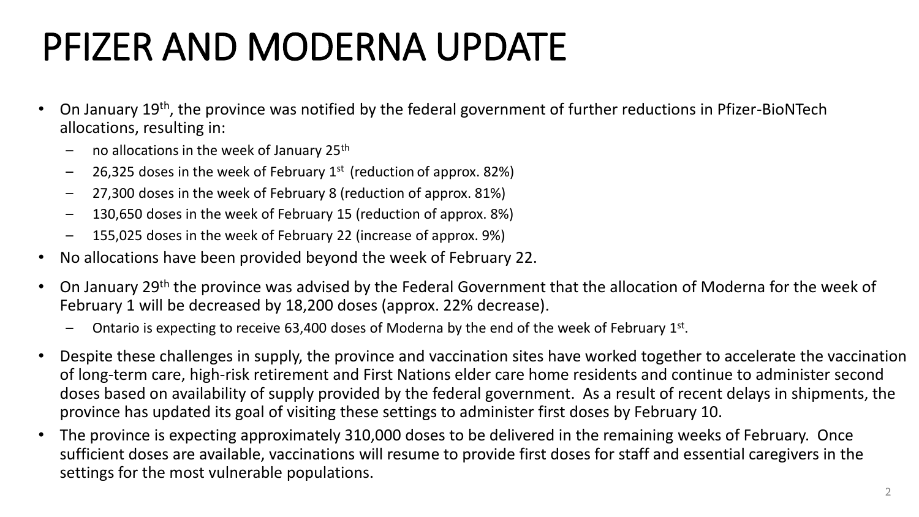# PFIZER AND MODERNA UPDATE

- On January 19th, the province was notified by the federal government of further reductions in Pfizer-BioNTech allocations, resulting in:
  - no allocations in the week of January 25th
  - 26,325 doses in the week of February 1st (reduction of approx. 82%)
  - 27,300 doses in the week of February 8 (reduction of approx. 81%)
  - 130,650 doses in the week of February 15 (reduction of approx. 8%)
  - 155,025 doses in the week of February 22 (increase of approx. 9%)
- No allocations have been provided beyond the week of February 22.
- On January 29th the province was advised by the Federal Government that the allocation of Moderna for the week of February 1 will be decreased by 18,200 doses (approx. 22% decrease).
  - Ontario is expecting to receive 63,400 doses of Moderna by the end of the week of February 1st.
- Despite these challenges in supply, the province and vaccination sites have worked together to accelerate the vaccination of long-term care, high-risk retirement and First Nations elder care home residents and continue to administer second doses based on availability of supply provided by the federal government. As a result of recent delays in shipments, the province has updated its goal of visiting these settings to administer first doses by February 10.
- The province is expecting approximately 310,000 doses to be delivered in the remaining weeks of February. Once sufficient doses are available, vaccinations will resume to provide first doses for staff and essential caregivers in the settings for the most vulnerable populations.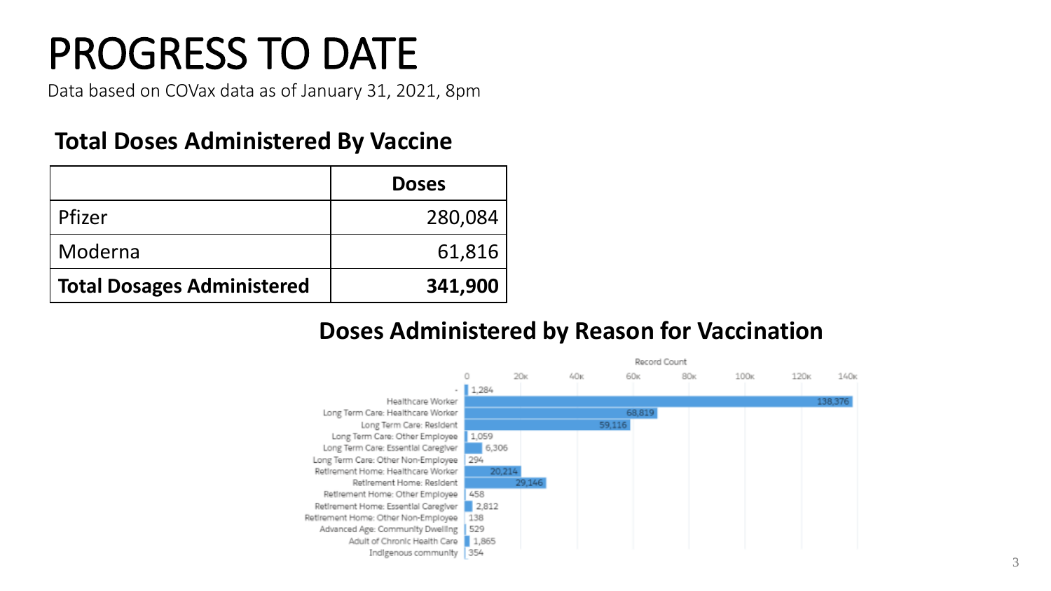# PROGRESS TO DATE

Data based on COVax data as of January 31, 2021, 8pm

## Total Doses Administered By Vaccine

| | Doses |
|---|---:|
| Pfizer | 280,084 |
| Moderna | 61,816 |
| **Total Dosages Administered** | **341,900** |

## Doses Administered by Reason for Vaccination

| Reason | Record Count |
|---|---:|
| - | 1,284 |
| Healthcare Worker | 138,376 |
| Long Term Care: Healthcare Worker | 68,819 |
| Long Term Care: Resident | 59,116 |
| Long Term Care: Other Employee | 1,059 |
| Long Term Care: Essential Caregiver | 6,306 |
| Long Term Care: Other Non-Employee | 294 |
| Retirement Home: Healthcare Worker | 20,214 |
| Retirement Home: Resident | 29,146 |
| Retirement Home: Other Employee | 458 |
| Retirement Home: Essential Caregiver | 2,812 |
| Retirement Home: Other Non-Employee | 138 |
| Advanced Age: Community Dwelling | 529 |
| Adult of Chronic Health Care | 1,865 |
| Indigenous community | 354 |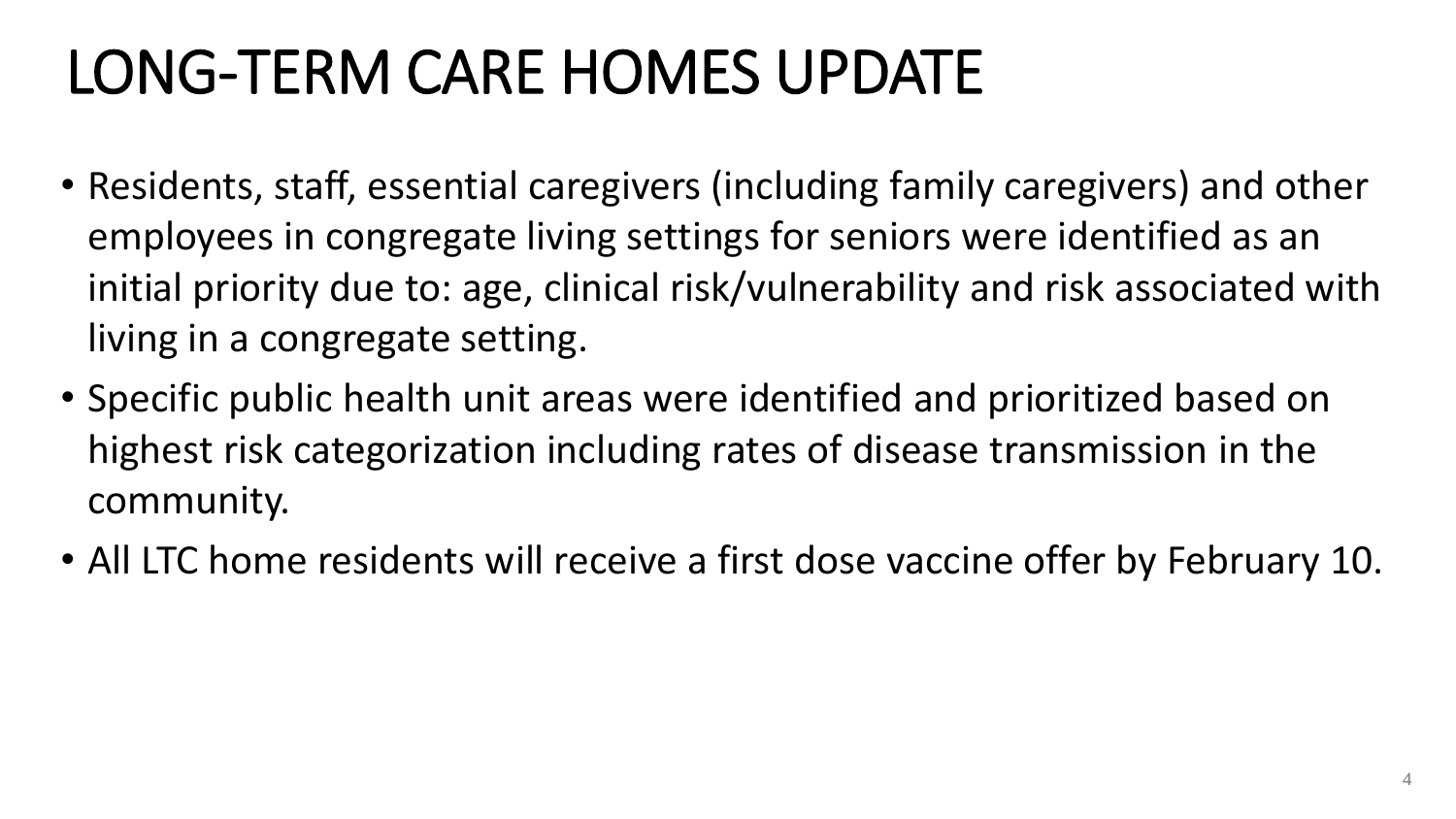# LONG-TERM CARE HOMES UPDATE

- Residents, staff, essential caregivers (including family caregivers) and other employees in congregate living settings for seniors were identified as an initial priority due to: age, clinical risk/vulnerability and risk associated with living in a congregate setting.
- Specific public health unit areas were identified and prioritized based on highest risk categorization including rates of disease transmission in the community.
- All LTC home residents will receive a first dose vaccine offer by February 10.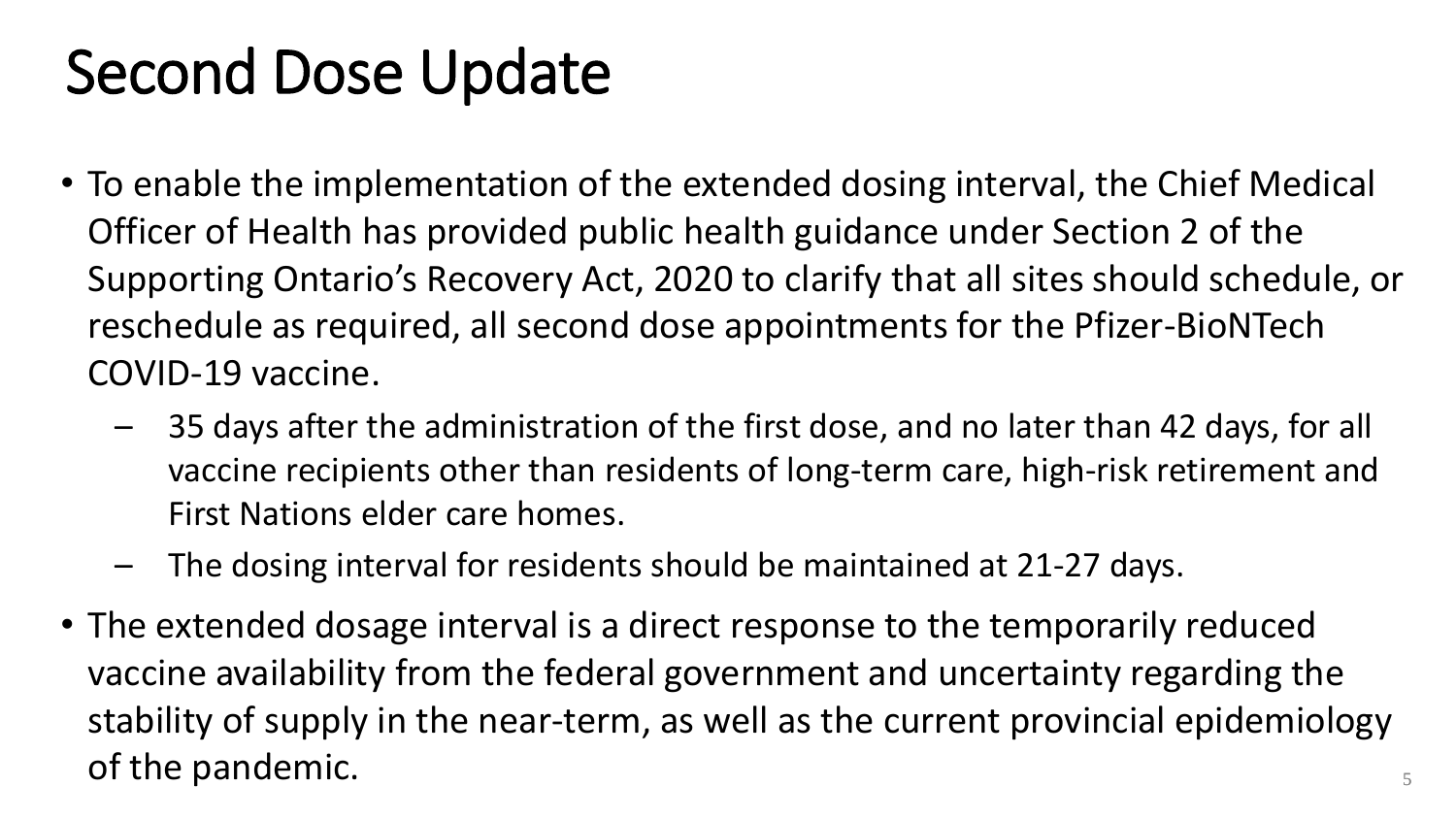# Second Dose Update

- To enable the implementation of the extended dosing interval, the Chief Medical Officer of Health has provided public health guidance under Section 2 of the Supporting Ontario's Recovery Act, 2020 to clarify that all sites should schedule, or reschedule as required, all second dose appointments for the Pfizer-BioNTech COVID-19 vaccine.
  - 35 days after the administration of the first dose, and no later than 42 days, for all vaccine recipients other than residents of long-term care, high-risk retirement and First Nations elder care homes.
  - The dosing interval for residents should be maintained at 21-27 days.
- The extended dosage interval is a direct response to the temporarily reduced vaccine availability from the federal government and uncertainty regarding the stability of supply in the near-term, as well as the current provincial epidemiology of the pandemic.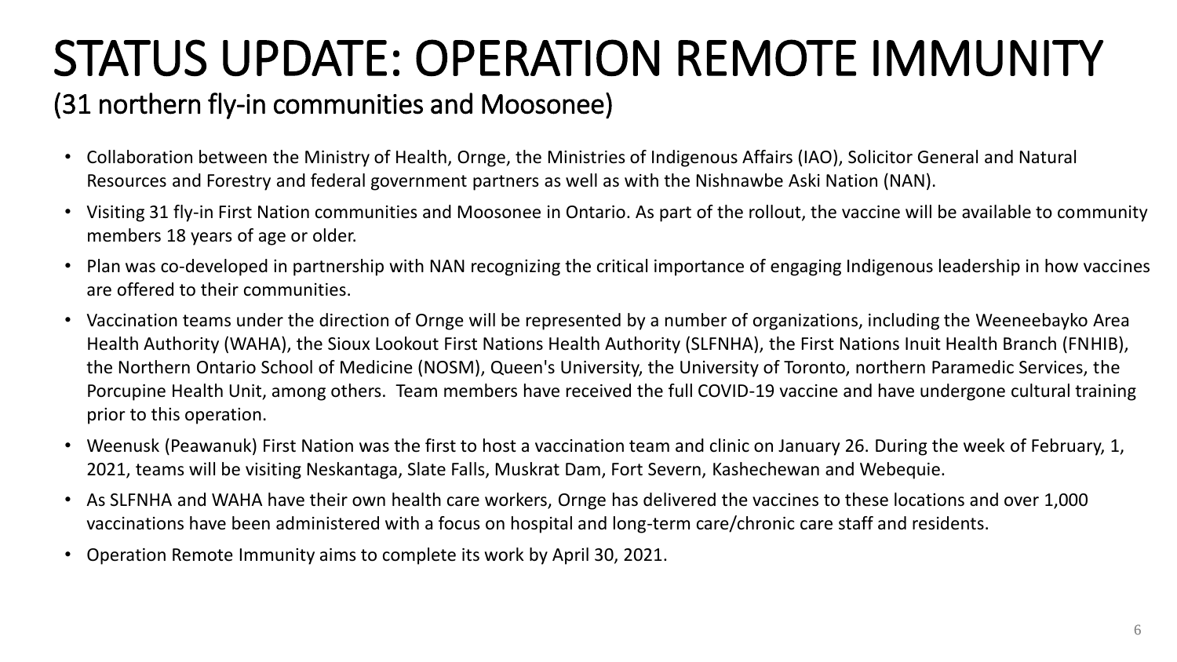# STATUS UPDATE: OPERATION REMOTE IMMUNITY

## (31 northern fly-in communities and Moosonee)

- Collaboration between the Ministry of Health, Ornge, the Ministries of Indigenous Affairs (IAO), Solicitor General and Natural Resources and Forestry and federal government partners as well as with the Nishnawbe Aski Nation (NAN).
- Visiting 31 fly-in First Nation communities and Moosonee in Ontario. As part of the rollout, the vaccine will be available to community members 18 years of age or older.
- Plan was co-developed in partnership with NAN recognizing the critical importance of engaging Indigenous leadership in how vaccines are offered to their communities.
- Vaccination teams under the direction of Ornge will be represented by a number of organizations, including the Weeneebayko Area Health Authority (WAHA), the Sioux Lookout First Nations Health Authority (SLFNHA), the First Nations Inuit Health Branch (FNHIB), the Northern Ontario School of Medicine (NOSM), Queen's University, the University of Toronto, northern Paramedic Services, the Porcupine Health Unit, among others. Team members have received the full COVID-19 vaccine and have undergone cultural training prior to this operation.
- Weenusk (Peawanuk) First Nation was the first to host a vaccination team and clinic on January 26. During the week of February, 1, 2021, teams will be visiting Neskantaga, Slate Falls, Muskrat Dam, Fort Severn, Kashechewan and Webequie.
- As SLFNHA and WAHA have their own health care workers, Ornge has delivered the vaccines to these locations and over 1,000 vaccinations have been administered with a focus on hospital and long-term care/chronic care staff and residents.
- Operation Remote Immunity aims to complete its work by April 30, 2021.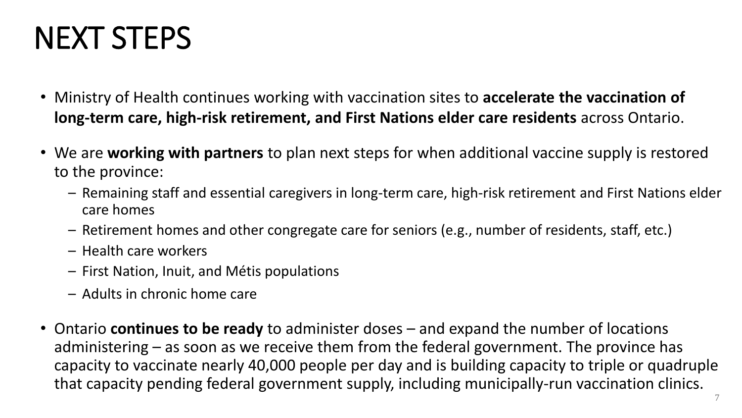# NEXT STEPS

- Ministry of Health continues working with vaccination sites to **accelerate the vaccination of long-term care, high-risk retirement, and First Nations elder care residents** across Ontario.
- We are **working with partners** to plan next steps for when additional vaccine supply is restored to the province:
  - Remaining staff and essential caregivers in long-term care, high-risk retirement and First Nations elder care homes
  - Retirement homes and other congregate care for seniors (e.g., number of residents, staff, etc.)
  - Health care workers
  - First Nation, Inuit, and Métis populations
  - Adults in chronic home care
- Ontario **continues to be ready** to administer doses – and expand the number of locations administering – as soon as we receive them from the federal government. The province has capacity to vaccinate nearly 40,000 people per day and is building capacity to triple or quadruple that capacity pending federal government supply, including municipally-run vaccination clinics.